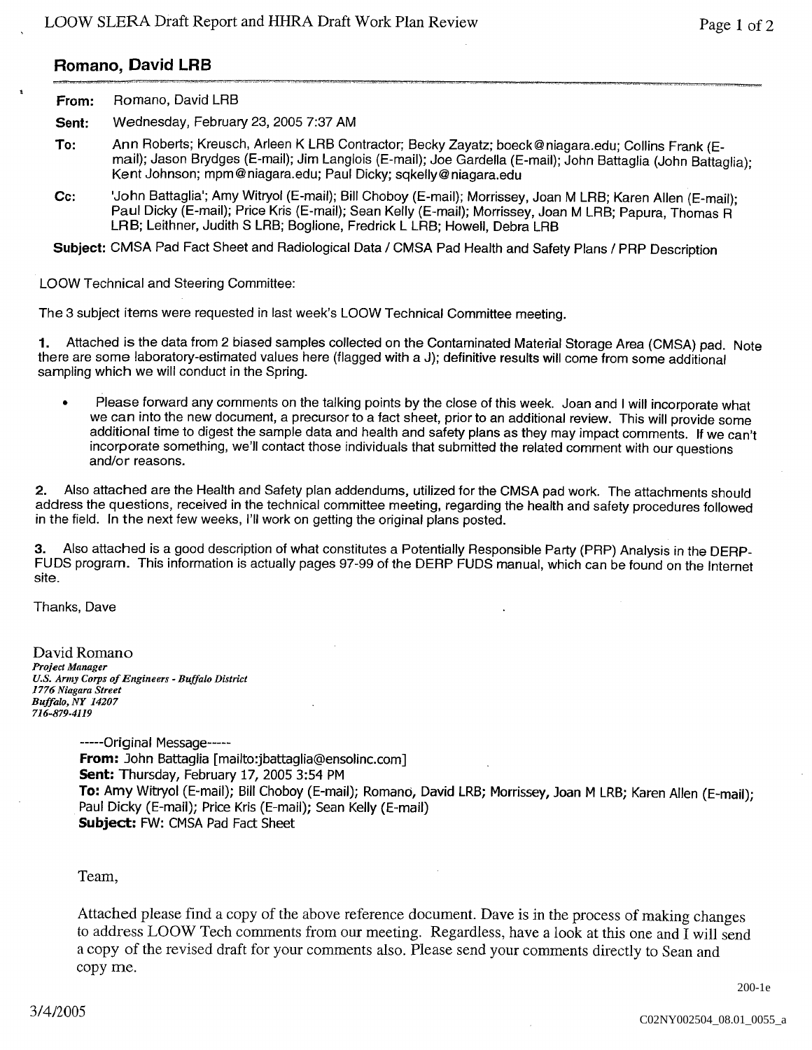## Romano, David LRB

**From:** Romano, David LRB

**Sent:** Wednesday, February 23, 2005 7:37 AM

**To:** Ann Roberts; Kreusch, Arleen K LRB Contractor; Becky Zayatz; boeck@niagara.edu; Collins Frank (E-mail); Jason Brydges (E-mail); Jim Langlois (E-mail); Joe Gardella (E-mail); John Battaglia (John Battaglia); Kent Johnson; mpm@niagara.edu; Paul Dicky; sqkelly@niagara.edu

**Cc:** 'John Battaglia'; Amy Witryol (E-mail); Bill Choboy (E-mail); Morrissey, Joan M LRB; Karen Allen (E-mail); Paul Dicky (E-mail); Price Kris (E-mail); Sean Kelly (E-mail); Morrissey, Joan M LRB; Papura, Thomas R LRB; Leithner, Judith S LRB; Boglione, Fredrick L LRB; Howell, Debra LRB

**Subject:** CMSA Pad Fact Sheet and Radiological Data / CMSA Pad Health and Safety Plans / PRP Description

LOOW Technical and Steering Committee:

The 3 subject items were requested in last week's LOOW Technical Committee meeting.

**1.** Attached is the data from 2 biased samples collected on the Contaminated Material Storage Area (CMSA) pad. Note there are some laboratory-estimated values here (flagged with a J); definitive results will come from some additional sampling which we will conduct in the Spring.

- Please forward any comments on the talking points by the close of this week. Joan and I will incorporate what we can into the new document, a precursor to a fact sheet, prior to an additional review. This will provide some additional time to digest the sample data and health and safety plans as they may impact comments. If we can't incorporate something, we'll contact those individuals that submitted the related comment with our questions and/or reasons.

**2.** Also attached are the Health and Safety plan addendums, utilized for the CMSA pad work. The attachments should address the questions, received in the technical committee meeting, regarding the health and safety procedures followed in the field. In the next few weeks, I'll work on getting the original plans posted.

**3.** Also attached is a good description of what constitutes a Potentially Responsible Party (PRP) Analysis in the DERP-FUDS program. This information is actually pages 97-99 of the DERP FUDS manual, which can be found on the Internet site.

Thanks, Dave

David Romano
*Project Manager*
*U.S. Army Corps of Engineers - Buffalo District*
*1776 Niagara Street*
*Buffalo, NY 14207*
*716-879-4119*

-----Original Message-----
**From:** John Battaglia [mailto:jbattaglia@ensolinc.com]
**Sent:** Thursday, February 17, 2005 3:54 PM
**To:** Amy Witryol (E-mail); Bill Choboy (E-mail); Romano, David LRB; Morrissey, Joan M LRB; Karen Allen (E-mail); Paul Dicky (E-mail); Price Kris (E-mail); Sean Kelly (E-mail)
**Subject:** FW: CMSA Pad Fact Sheet

Team,

Attached please find a copy of the above reference document. Dave is in the process of making changes to address LOOW Tech comments from our meeting. Regardless, have a look at this one and I will send a copy of the revised draft for your comments also. Please send your comments directly to Sean and copy me.

200-1e

3/4/2005

C02NY002504_08.01_0055_a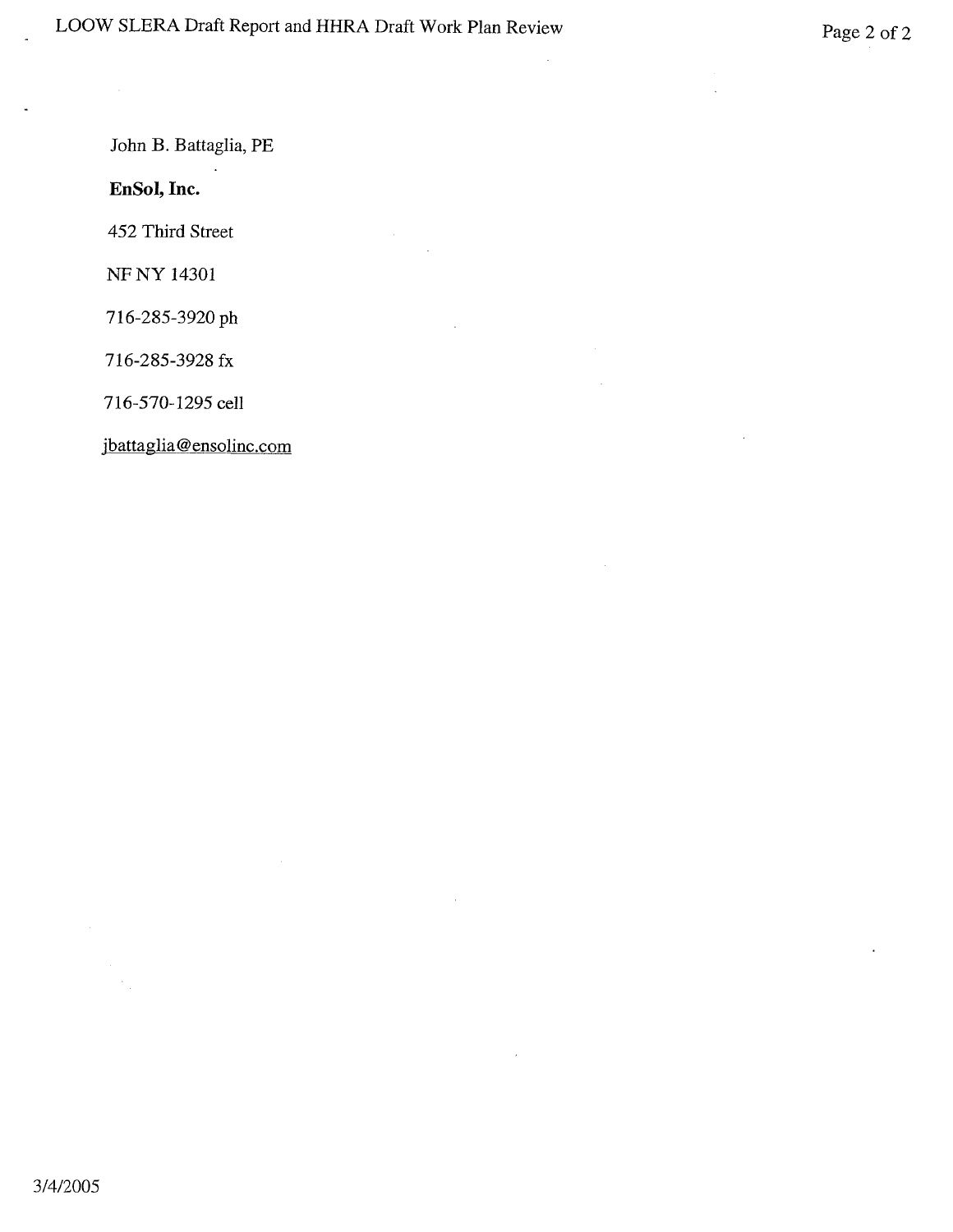John B. Battaglia, PE

**EnSol, Inc.**

452 Third Street

NF NY 14301

716-285-3920 ph

716-285-3928 fx

716-570-1295 cell

jbattaglia@ensolinc.com

3/4/2005